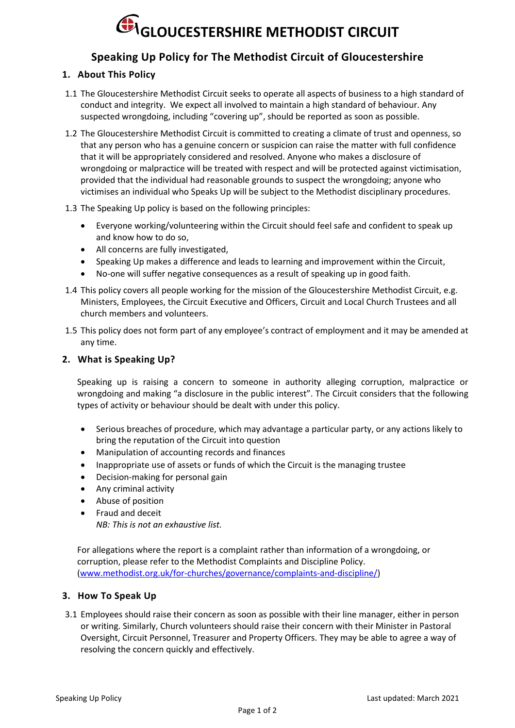# GLOUCESTERSHIRE METHODIST CIRCUIT

## Speaking Up Policy for The Methodist Circuit of Gloucestershire

### 1. About This Policy

1.1 The Gloucestershire Methodist Circuit seeks to operate all aspects of business to a high standard of conduct and integrity. We expect all involved to maintain a high standard of behaviour. Any suspected wrongdoing, including "covering up", should be reported as soon as possible.

1.2 The Gloucestershire Methodist Circuit is committed to creating a climate of trust and openness, so that any person who has a genuine concern or suspicion can raise the matter with full confidence that it will be appropriately considered and resolved. Anyone who makes a disclosure of wrongdoing or malpractice will be treated with respect and will be protected against victimisation, provided that the individual had reasonable grounds to suspect the wrongdoing; anyone who victimises an individual who Speaks Up will be subject to the Methodist disciplinary procedures.

1.3 The Speaking Up policy is based on the following principles:

- Everyone working/volunteering within the Circuit should feel safe and confident to speak up and know how to do so,
- All concerns are fully investigated,
- Speaking Up makes a difference and leads to learning and improvement within the Circuit,
- No-one will suffer negative consequences as a result of speaking up in good faith.

1.4 This policy covers all people working for the mission of the Gloucestershire Methodist Circuit, e.g. Ministers, Employees, the Circuit Executive and Officers, Circuit and Local Church Trustees and all church members and volunteers.

1.5 This policy does not form part of any employee's contract of employment and it may be amended at any time.

### 2. What is Speaking Up?

Speaking up is raising a concern to someone in authority alleging corruption, malpractice or wrongdoing and making "a disclosure in the public interest". The Circuit considers that the following types of activity or behaviour should be dealt with under this policy.

- Serious breaches of procedure, which may advantage a particular party, or any actions likely to bring the reputation of the Circuit into question
- Manipulation of accounting records and finances
- Inappropriate use of assets or funds of which the Circuit is the managing trustee
- Decision-making for personal gain
- Any criminal activity
- Abuse of position
- Fraud and deceit
  *NB: This is not an exhaustive list.*

For allegations where the report is a complaint rather than information of a wrongdoing, or corruption, please refer to the Methodist Complaints and Discipline Policy. (www.methodist.org.uk/for-churches/governance/complaints-and-discipline/)

### 3. How To Speak Up

3.1 Employees should raise their concern as soon as possible with their line manager, either in person or writing. Similarly, Church volunteers should raise their concern with their Minister in Pastoral Oversight, Circuit Personnel, Treasurer and Property Officers. They may be able to agree a way of resolving the concern quickly and effectively.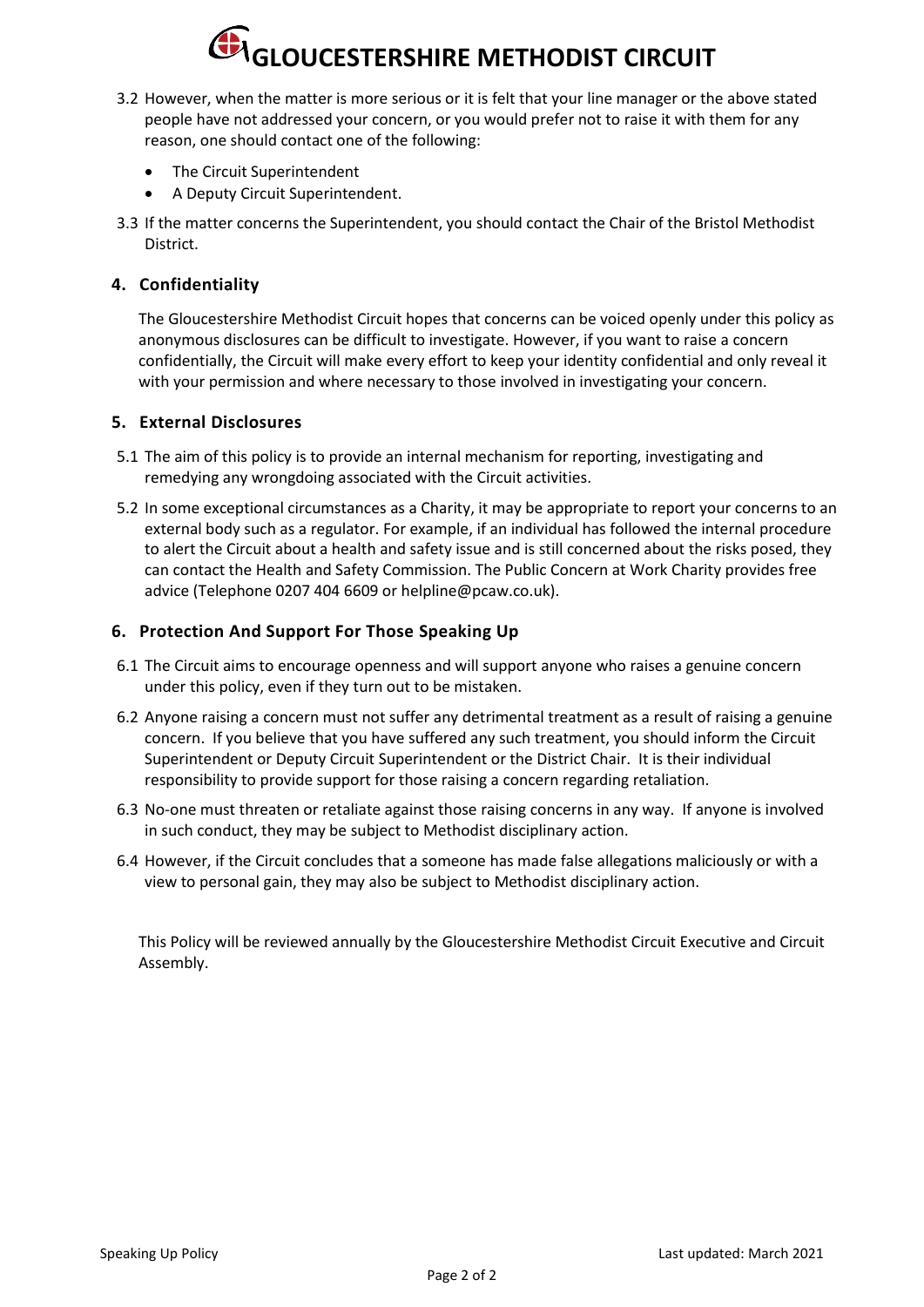3.2 However, when the matter is more serious or it is felt that your line manager or the above stated people have not addressed your concern, or you would prefer not to raise it with them for any reason, one should contact one of the following:

- The Circuit Superintendent
- A Deputy Circuit Superintendent.

3.3 If the matter concerns the Superintendent, you should contact the Chair of the Bristol Methodist District.

## 4. Confidentiality

The Gloucestershire Methodist Circuit hopes that concerns can be voiced openly under this policy as anonymous disclosures can be difficult to investigate. However, if you want to raise a concern confidentially, the Circuit will make every effort to keep your identity confidential and only reveal it with your permission and where necessary to those involved in investigating your concern.

## 5. External Disclosures

5.1 The aim of this policy is to provide an internal mechanism for reporting, investigating and remedying any wrongdoing associated with the Circuit activities.

5.2 In some exceptional circumstances as a Charity, it may be appropriate to report your concerns to an external body such as a regulator. For example, if an individual has followed the internal procedure to alert the Circuit about a health and safety issue and is still concerned about the risks posed, they can contact the Health and Safety Commission. The Public Concern at Work Charity provides free advice (Telephone 0207 404 6609 or helpline@pcaw.co.uk).

## 6. Protection And Support For Those Speaking Up

6.1 The Circuit aims to encourage openness and will support anyone who raises a genuine concern under this policy, even if they turn out to be mistaken.

6.2 Anyone raising a concern must not suffer any detrimental treatment as a result of raising a genuine concern. If you believe that you have suffered any such treatment, you should inform the Circuit Superintendent or Deputy Circuit Superintendent or the District Chair. It is their individual responsibility to provide support for those raising a concern regarding retaliation.

6.3 No-one must threaten or retaliate against those raising concerns in any way. If anyone is involved in such conduct, they may be subject to Methodist disciplinary action.

6.4 However, if the Circuit concludes that a someone has made false allegations maliciously or with a view to personal gain, they may also be subject to Methodist disciplinary action.

This Policy will be reviewed annually by the Gloucestershire Methodist Circuit Executive and Circuit Assembly.